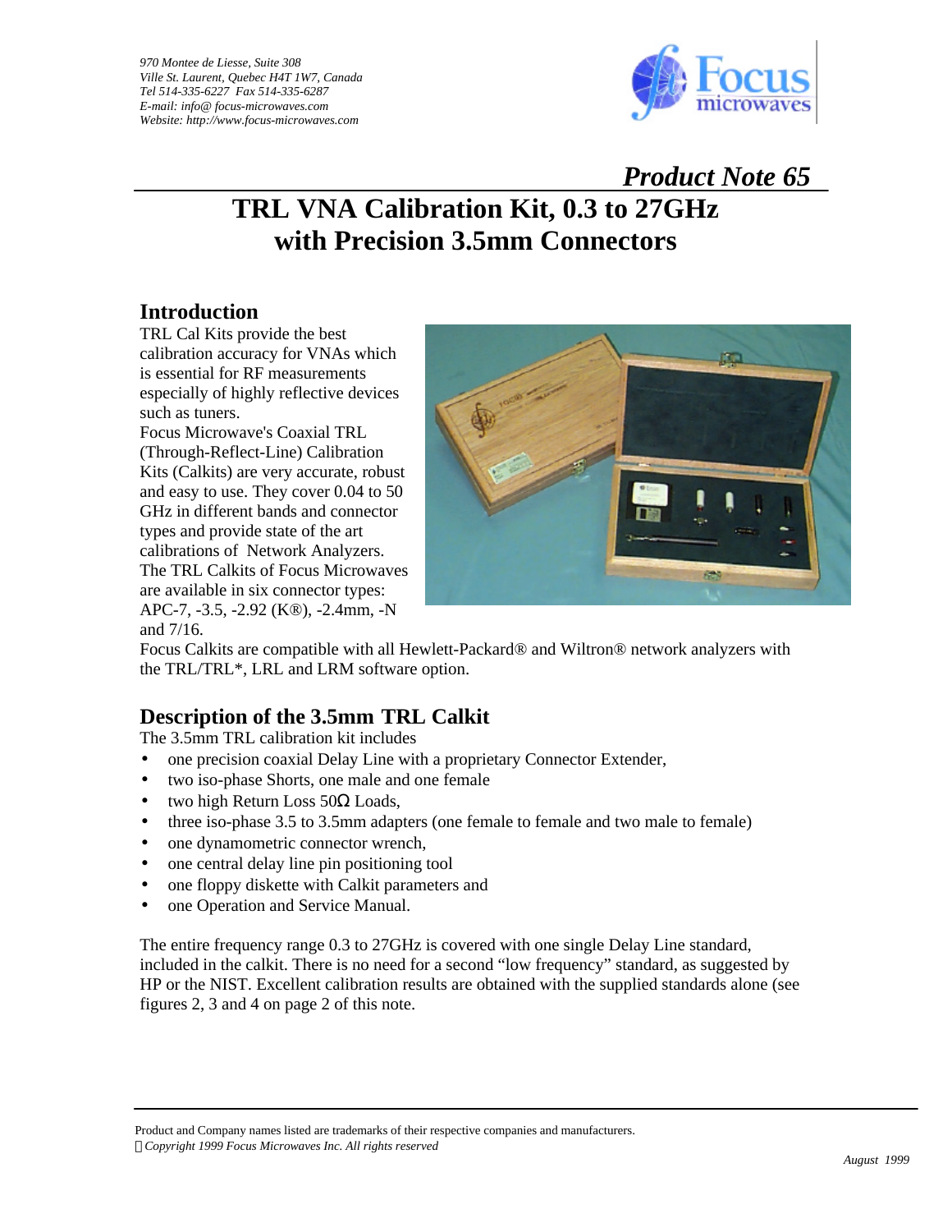970 Montee de Liesse, Suite 308
Ville St. Laurent, Quebec H4T 1W7, Canada
Tel 514-335-6227  Fax 514-335-6287
E-mail: info@ focus-microwaves.com
Website: http://www.focus-microwaves.com

*Product Note 65*

# TRL VNA Calibration Kit, 0.3 to 27GHz with Precision 3.5mm Connectors

## Introduction

TRL Cal Kits provide the best calibration accuracy for VNAs which is essential for RF measurements especially of highly reflective devices such as tuners.

Focus Microwave's Coaxial TRL (Through-Reflect-Line) Calibration Kits (Calkits) are very accurate, robust and easy to use. They cover 0.04 to 50 GHz in different bands and connector types and provide state of the art calibrations of Network Analyzers.

The TRL Calkits of Focus Microwaves are available in six connector types: APC-7, -3.5, -2.92 (K®), -2.4mm, -N and 7/16.

Focus Calkits are compatible with all Hewlett-Packard® and Wiltron® network analyzers with the TRL/TRL*, LRL and LRM software option.

## Description of the 3.5mm TRL Calkit

The 3.5mm TRL calibration kit includes

- one precision coaxial Delay Line with a proprietary Connector Extender,
- two iso-phase Shorts, one male and one female
- two high Return Loss 50Ω Loads,
- three iso-phase 3.5 to 3.5mm adapters (one female to female and two male to female)
- one dynamometric connector wrench,
- one central delay line pin positioning tool
- one floppy diskette with Calkit parameters and
- one Operation and Service Manual.

The entire frequency range 0.3 to 27GHz is covered with one single Delay Line standard, included in the calkit. There is no need for a second "low frequency" standard, as suggested by HP or the NIST. Excellent calibration results are obtained with the supplied standards alone (see figures 2, 3 and 4 on page 2 of this note.

Product and Company names listed are trademarks of their respective companies and manufacturers.
*Copyright 1999 Focus Microwaves Inc. All rights reserved*

*August 1999*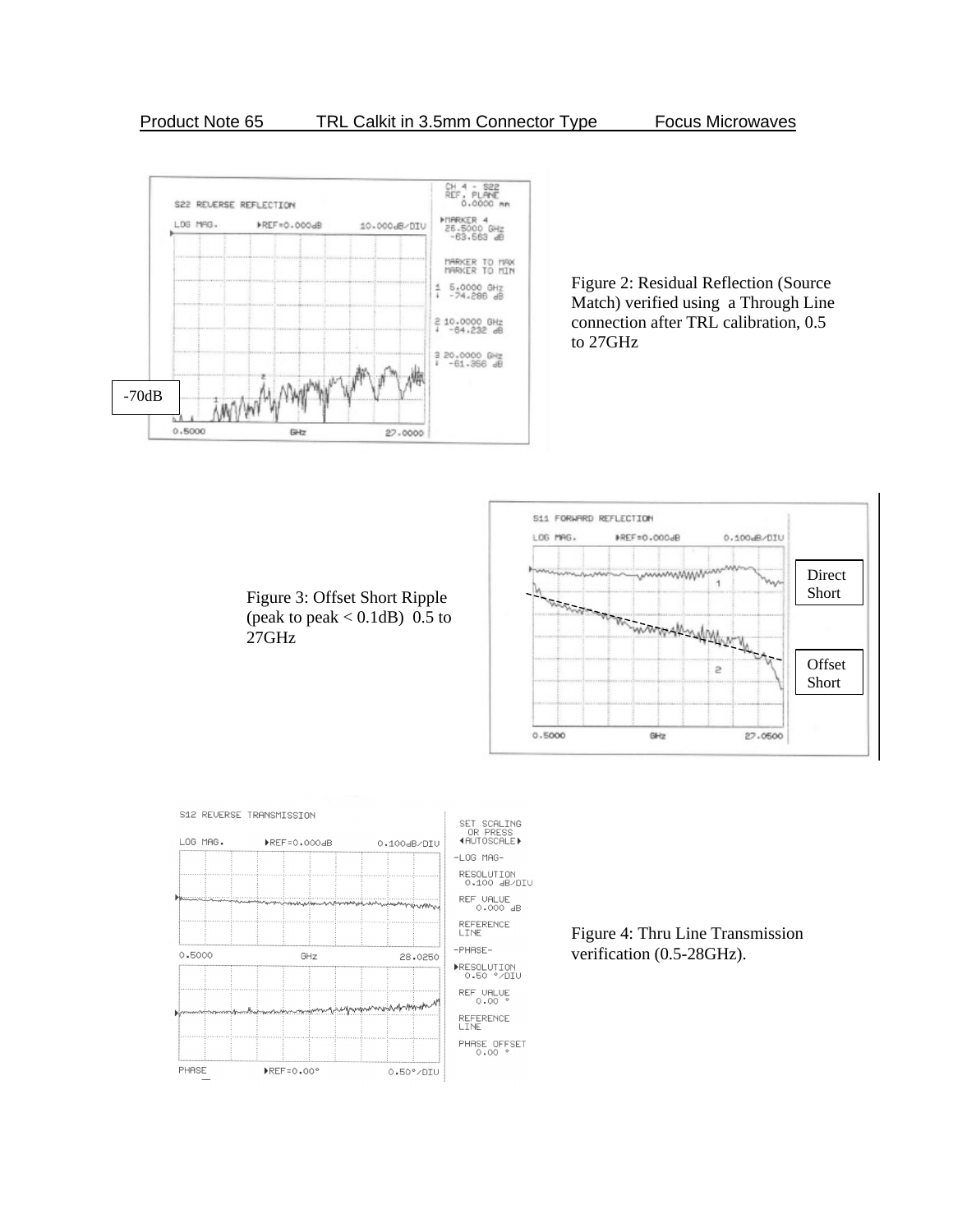S22 REVERSE REFLECTION

LOG MAG. ▶REF=0.000dB 10.000dB/DIV

CH 4 - S22
REF. PLANE
0.0000 mm

▶MARKER 4
25.5000 GHz
-63.563 dB

MARKER TO MAX
MARKER TO MIN

1 5.0000 GHz
↓ -74.286 dB

2 10.0000 GHz
↓ -64.232 dB

3 20.0000 GHz
↓ -61.358 dB

-70dB

0.5000 GHz 27.0000

Figure 2: Residual Reflection (Source Match) verified using a Through Line connection after TRL calibration, 0.5 to 27GHz

S11 FORWARD REFLECTION

LOG MAG. ▶REF=0.000dB 0.100dB/DIV

Direct Short

Offset Short

0.5000 GHz 27.0500

Figure 3: Offset Short Ripple (peak to peak < 0.1dB) 0.5 to 27GHz

S12 REVERSE TRANSMISSION

LOG MAG. ▶REF=0.000dB 0.100dB/DIV

0.5000 GHz 28.0250

PHASE ▶REF=0.00° 0.50°/DIV

SET SCALING
OR PRESS
◀AUTOSCALE▶

-LOG MAG-

RESOLUTION
0.100 dB/DIV

REF VALUE
0.000 dB

REFERENCE
LINE

-PHASE-

▶RESOLUTION
0.50 °/DIV

REF VALUE
0.00 °

REFERENCE
LINE

PHASE OFFSET
0.00 °

Figure 4: Thru Line Transmission verification (0.5-28GHz).